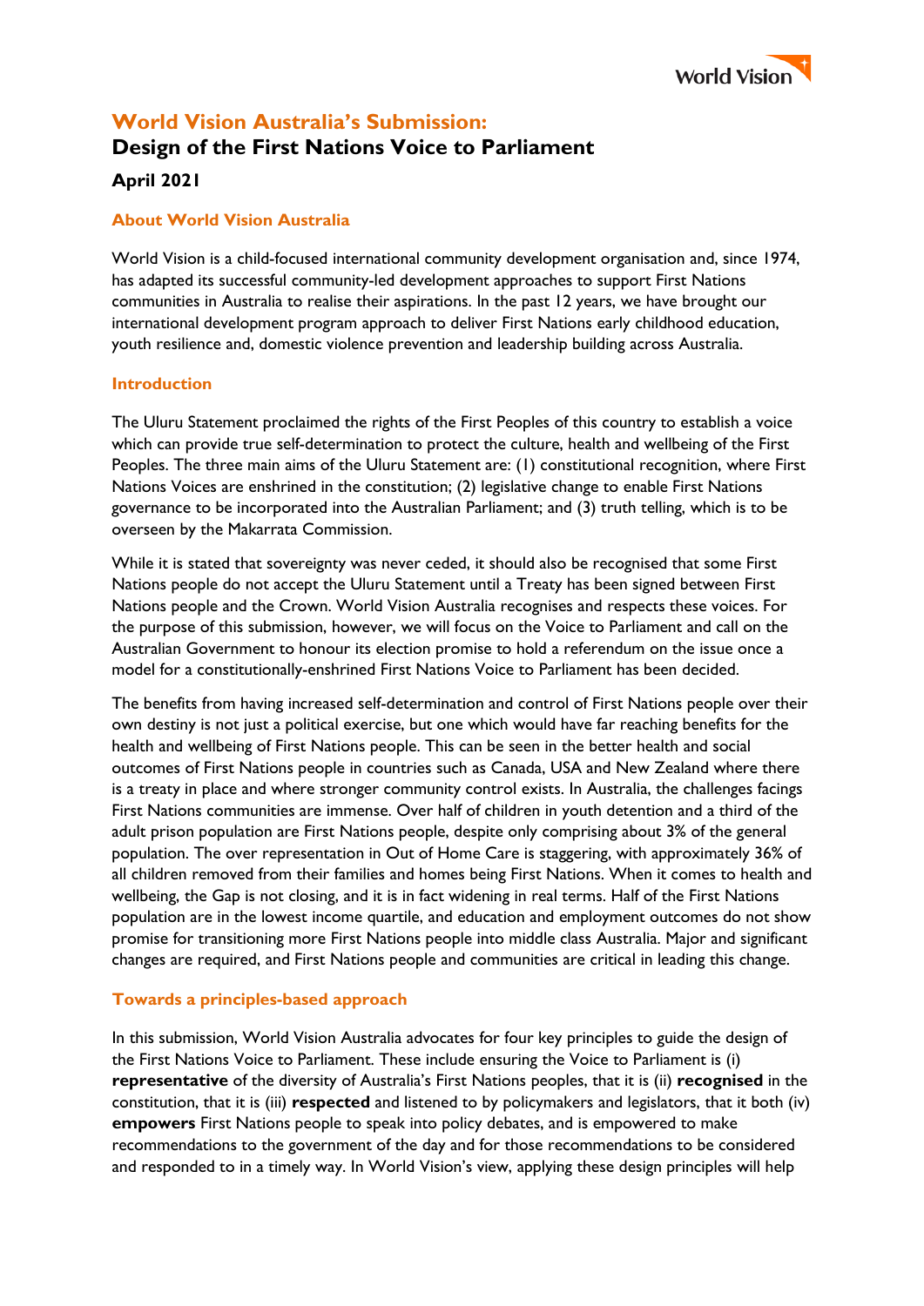# World Vision Australia's Submission:

## Design of the First Nations Voice to Parliament

### April 2021

### About World Vision Australia

World Vision is a child-focused international community development organisation and, since 1974, has adapted its successful community-led development approaches to support First Nations communities in Australia to realise their aspirations. In the past 12 years, we have brought our international development program approach to deliver First Nations early childhood education, youth resilience and, domestic violence prevention and leadership building across Australia.

### Introduction

The Uluru Statement proclaimed the rights of the First Peoples of this country to establish a voice which can provide true self-determination to protect the culture, health and wellbeing of the First Peoples. The three main aims of the Uluru Statement are: (1) constitutional recognition, where First Nations Voices are enshrined in the constitution; (2) legislative change to enable First Nations governance to be incorporated into the Australian Parliament; and (3) truth telling, which is to be overseen by the Makarrata Commission.

While it is stated that sovereignty was never ceded, it should also be recognised that some First Nations people do not accept the Uluru Statement until a Treaty has been signed between First Nations people and the Crown. World Vision Australia recognises and respects these voices. For the purpose of this submission, however, we will focus on the Voice to Parliament and call on the Australian Government to honour its election promise to hold a referendum on the issue once a model for a constitutionally-enshrined First Nations Voice to Parliament has been decided.

The benefits from having increased self-determination and control of First Nations people over their own destiny is not just a political exercise, but one which would have far reaching benefits for the health and wellbeing of First Nations people. This can be seen in the better health and social outcomes of First Nations people in countries such as Canada, USA and New Zealand where there is a treaty in place and where stronger community control exists. In Australia, the challenges facings First Nations communities are immense. Over half of children in youth detention and a third of the adult prison population are First Nations people, despite only comprising about 3% of the general population. The over representation in Out of Home Care is staggering, with approximately 36% of all children removed from their families and homes being First Nations. When it comes to health and wellbeing, the Gap is not closing, and it is in fact widening in real terms. Half of the First Nations population are in the lowest income quartile, and education and employment outcomes do not show promise for transitioning more First Nations people into middle class Australia. Major and significant changes are required, and First Nations people and communities are critical in leading this change.

### Towards a principles-based approach

In this submission, World Vision Australia advocates for four key principles to guide the design of the First Nations Voice to Parliament. These include ensuring the Voice to Parliament is (i) **representative** of the diversity of Australia's First Nations peoples, that it is (ii) **recognised** in the constitution, that it is (iii) **respected** and listened to by policymakers and legislators, that it both (iv) **empowers** First Nations people to speak into policy debates, and is empowered to make recommendations to the government of the day and for those recommendations to be considered and responded to in a timely way. In World Vision's view, applying these design principles will help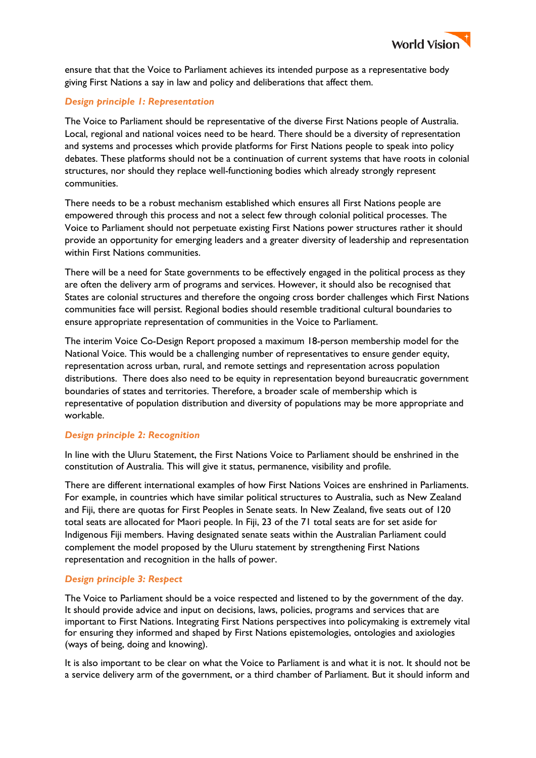ensure that that the Voice to Parliament achieves its intended purpose as a representative body giving First Nations a say in law and policy and deliberations that affect them.

### *Design principle 1: Representation*

The Voice to Parliament should be representative of the diverse First Nations people of Australia. Local, regional and national voices need to be heard. There should be a diversity of representation and systems and processes which provide platforms for First Nations people to speak into policy debates. These platforms should not be a continuation of current systems that have roots in colonial structures, nor should they replace well-functioning bodies which already strongly represent communities.

There needs to be a robust mechanism established which ensures all First Nations people are empowered through this process and not a select few through colonial political processes. The Voice to Parliament should not perpetuate existing First Nations power structures rather it should provide an opportunity for emerging leaders and a greater diversity of leadership and representation within First Nations communities.

There will be a need for State governments to be effectively engaged in the political process as they are often the delivery arm of programs and services. However, it should also be recognised that States are colonial structures and therefore the ongoing cross border challenges which First Nations communities face will persist. Regional bodies should resemble traditional cultural boundaries to ensure appropriate representation of communities in the Voice to Parliament.

The interim Voice Co-Design Report proposed a maximum 18-person membership model for the National Voice. This would be a challenging number of representatives to ensure gender equity, representation across urban, rural, and remote settings and representation across population distributions. There does also need to be equity in representation beyond bureaucratic government boundaries of states and territories. Therefore, a broader scale of membership which is representative of population distribution and diversity of populations may be more appropriate and workable.

### *Design principle 2: Recognition*

In line with the Uluru Statement, the First Nations Voice to Parliament should be enshrined in the constitution of Australia. This will give it status, permanence, visibility and profile.

There are different international examples of how First Nations Voices are enshrined in Parliaments. For example, in countries which have similar political structures to Australia, such as New Zealand and Fiji, there are quotas for First Peoples in Senate seats. In New Zealand, five seats out of 120 total seats are allocated for Maori people. In Fiji, 23 of the 71 total seats are for set aside for Indigenous Fiji members. Having designated senate seats within the Australian Parliament could complement the model proposed by the Uluru statement by strengthening First Nations representation and recognition in the halls of power.

### *Design principle 3: Respect*

The Voice to Parliament should be a voice respected and listened to by the government of the day. It should provide advice and input on decisions, laws, policies, programs and services that are important to First Nations. Integrating First Nations perspectives into policymaking is extremely vital for ensuring they informed and shaped by First Nations epistemologies, ontologies and axiologies (ways of being, doing and knowing).

It is also important to be clear on what the Voice to Parliament is and what it is not. It should not be a service delivery arm of the government, or a third chamber of Parliament. But it should inform and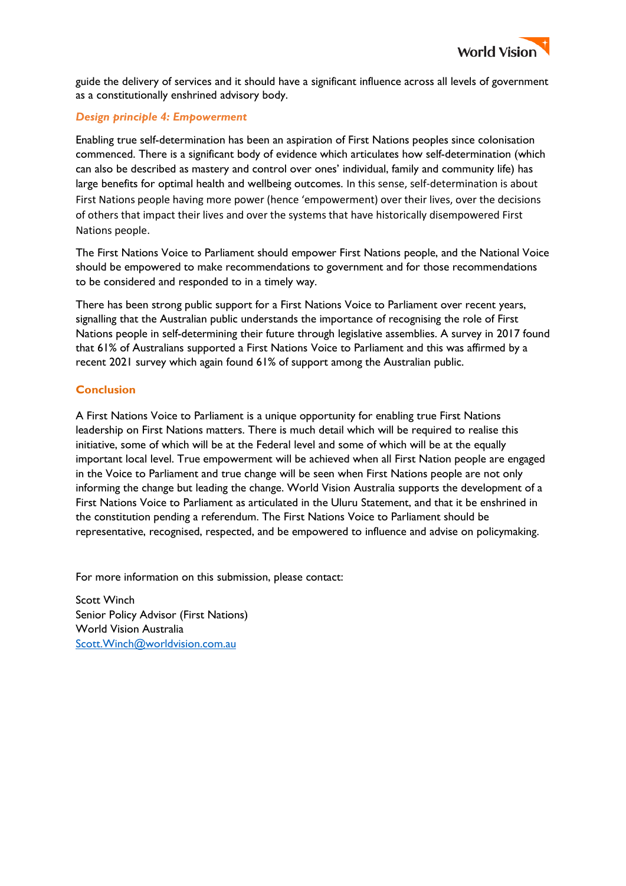guide the delivery of services and it should have a significant influence across all levels of government as a constitutionally enshrined advisory body.

### *Design principle 4: Empowerment*

Enabling true self-determination has been an aspiration of First Nations peoples since colonisation commenced. There is a significant body of evidence which articulates how self-determination (which can also be described as mastery and control over ones' individual, family and community life) has large benefits for optimal health and wellbeing outcomes. In this sense, self-determination is about First Nations people having more power (hence 'empowerment) over their lives, over the decisions of others that impact their lives and over the systems that have historically disempowered First Nations people.

The First Nations Voice to Parliament should empower First Nations people, and the National Voice should be empowered to make recommendations to government and for those recommendations to be considered and responded to in a timely way.

There has been strong public support for a First Nations Voice to Parliament over recent years, signalling that the Australian public understands the importance of recognising the role of First Nations people in self-determining their future through legislative assemblies. A survey in 2017 found that 61% of Australians supported a First Nations Voice to Parliament and this was affirmed by a recent 2021 survey which again found 61% of support among the Australian public.

## Conclusion

A First Nations Voice to Parliament is a unique opportunity for enabling true First Nations leadership on First Nations matters. There is much detail which will be required to realise this initiative, some of which will be at the Federal level and some of which will be at the equally important local level. True empowerment will be achieved when all First Nation people are engaged in the Voice to Parliament and true change will be seen when First Nations people are not only informing the change but leading the change. World Vision Australia supports the development of a First Nations Voice to Parliament as articulated in the Uluru Statement, and that it be enshrined in the constitution pending a referendum. The First Nations Voice to Parliament should be representative, recognised, respected, and be empowered to influence and advise on policymaking.

For more information on this submission, please contact:

Scott Winch
Senior Policy Advisor (First Nations)
World Vision Australia
Scott.Winch@worldvision.com.au